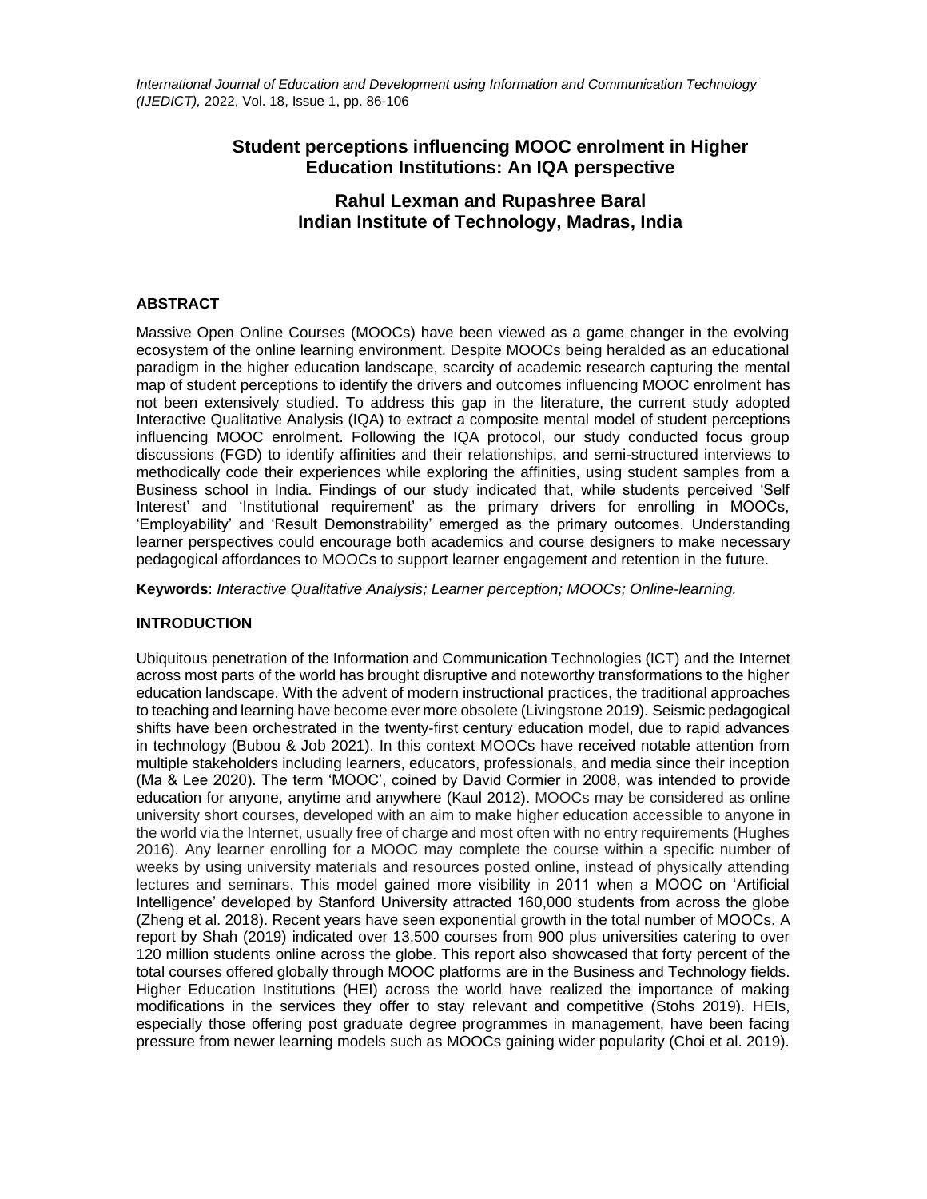# Student perceptions influencing MOOC enrolment in Higher Education Institutions: An IQA perspective

**Rahul Lexman and Rupashree Baral**
**Indian Institute of Technology, Madras, India**

## ABSTRACT

Massive Open Online Courses (MOOCs) have been viewed as a game changer in the evolving ecosystem of the online learning environment. Despite MOOCs being heralded as an educational paradigm in the higher education landscape, scarcity of academic research capturing the mental map of student perceptions to identify the drivers and outcomes influencing MOOC enrolment has not been extensively studied. To address this gap in the literature, the current study adopted Interactive Qualitative Analysis (IQA) to extract a composite mental model of student perceptions influencing MOOC enrolment. Following the IQA protocol, our study conducted focus group discussions (FGD) to identify affinities and their relationships, and semi-structured interviews to methodically code their experiences while exploring the affinities, using student samples from a Business school in India. Findings of our study indicated that, while students perceived 'Self Interest' and 'Institutional requirement' as the primary drivers for enrolling in MOOCs, 'Employability' and 'Result Demonstrability' emerged as the primary outcomes. Understanding learner perspectives could encourage both academics and course designers to make necessary pedagogical affordances to MOOCs to support learner engagement and retention in the future.

**Keywords**: *Interactive Qualitative Analysis; Learner perception; MOOCs; Online-learning.*

## INTRODUCTION

Ubiquitous penetration of the Information and Communication Technologies (ICT) and the Internet across most parts of the world has brought disruptive and noteworthy transformations to the higher education landscape. With the advent of modern instructional practices, the traditional approaches to teaching and learning have become ever more obsolete (Livingstone 2019). Seismic pedagogical shifts have been orchestrated in the twenty-first century education model, due to rapid advances in technology (Bubou & Job 2021). In this context MOOCs have received notable attention from multiple stakeholders including learners, educators, professionals, and media since their inception (Ma & Lee 2020). The term 'MOOC', coined by David Cormier in 2008, was intended to provide education for anyone, anytime and anywhere (Kaul 2012). MOOCs may be considered as online university short courses, developed with an aim to make higher education accessible to anyone in the world via the Internet, usually free of charge and most often with no entry requirements (Hughes 2016). Any learner enrolling for a MOOC may complete the course within a specific number of weeks by using university materials and resources posted online, instead of physically attending lectures and seminars. This model gained more visibility in 2011 when a MOOC on 'Artificial Intelligence' developed by Stanford University attracted 160,000 students from across the globe (Zheng et al. 2018). Recent years have seen exponential growth in the total number of MOOCs. A report by Shah (2019) indicated over 13,500 courses from 900 plus universities catering to over 120 million students online across the globe. This report also showcased that forty percent of the total courses offered globally through MOOC platforms are in the Business and Technology fields. Higher Education Institutions (HEI) across the world have realized the importance of making modifications in the services they offer to stay relevant and competitive (Stohs 2019). HEIs, especially those offering post graduate degree programmes in management, have been facing pressure from newer learning models such as MOOCs gaining wider popularity (Choi et al. 2019).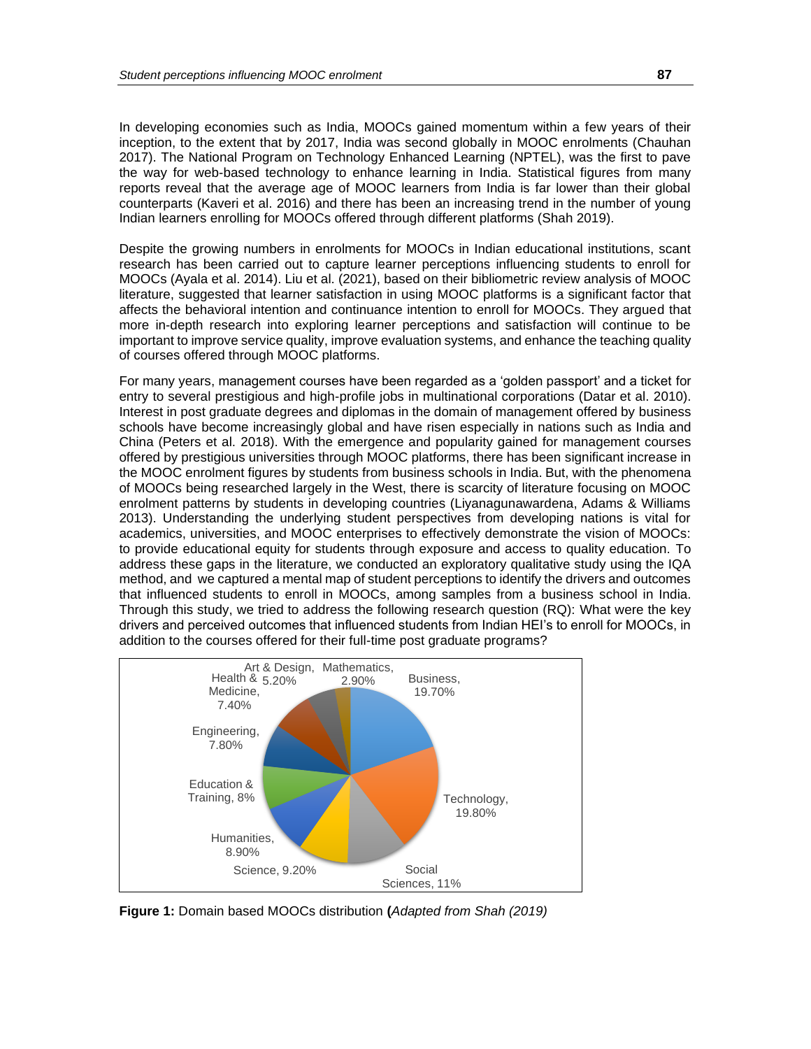In developing economies such as India, MOOCs gained momentum within a few years of their inception, to the extent that by 2017, India was second globally in MOOC enrolments (Chauhan 2017). The National Program on Technology Enhanced Learning (NPTEL), was the first to pave the way for web-based technology to enhance learning in India. Statistical figures from many reports reveal that the average age of MOOC learners from India is far lower than their global counterparts (Kaveri et al. 2016) and there has been an increasing trend in the number of young Indian learners enrolling for MOOCs offered through different platforms (Shah 2019).

Despite the growing numbers in enrolments for MOOCs in Indian educational institutions, scant research has been carried out to capture learner perceptions influencing students to enroll for MOOCs (Ayala et al. 2014). Liu et al. (2021), based on their bibliometric review analysis of MOOC literature, suggested that learner satisfaction in using MOOC platforms is a significant factor that affects the behavioral intention and continuance intention to enroll for MOOCs. They argued that more in-depth research into exploring learner perceptions and satisfaction will continue to be important to improve service quality, improve evaluation systems, and enhance the teaching quality of courses offered through MOOC platforms.

For many years, management courses have been regarded as a 'golden passport' and a ticket for entry to several prestigious and high-profile jobs in multinational corporations (Datar et al. 2010). Interest in post graduate degrees and diplomas in the domain of management offered by business schools have become increasingly global and have risen especially in nations such as India and China (Peters et al. 2018). With the emergence and popularity gained for management courses offered by prestigious universities through MOOC platforms, there has been significant increase in the MOOC enrolment figures by students from business schools in India. But, with the phenomena of MOOCs being researched largely in the West, there is scarcity of literature focusing on MOOC enrolment patterns by students in developing countries (Liyanagunawardena, Adams & Williams 2013). Understanding the underlying student perspectives from developing nations is vital for academics, universities, and MOOC enterprises to effectively demonstrate the vision of MOOCs: to provide educational equity for students through exposure and access to quality education. To address these gaps in the literature, we conducted an exploratory qualitative study using the IQA method, and we captured a mental map of student perceptions to identify the drivers and outcomes that influenced students to enroll in MOOCs, among samples from a business school in India. Through this study, we tried to address the following research question (RQ): What were the key drivers and perceived outcomes that influenced students from Indian HEI's to enroll for MOOCs, in addition to the courses offered for their full-time post graduate programs?

| Domain | Share |
|---|---|
| Business | 19.70% |
| Technology | 19.80% |
| Social Sciences | 11% |
| Science | 9.20% |
| Humanities | 8.90% |
| Education & Training | 8% |
| Engineering | 7.80% |
| Health & Medicine | 7.40% |
| Art & Design | 5.20% |
| Mathematics | 2.90% |

**Figure 1:** Domain based MOOCs distribution **(***Adapted from Shah (2019)*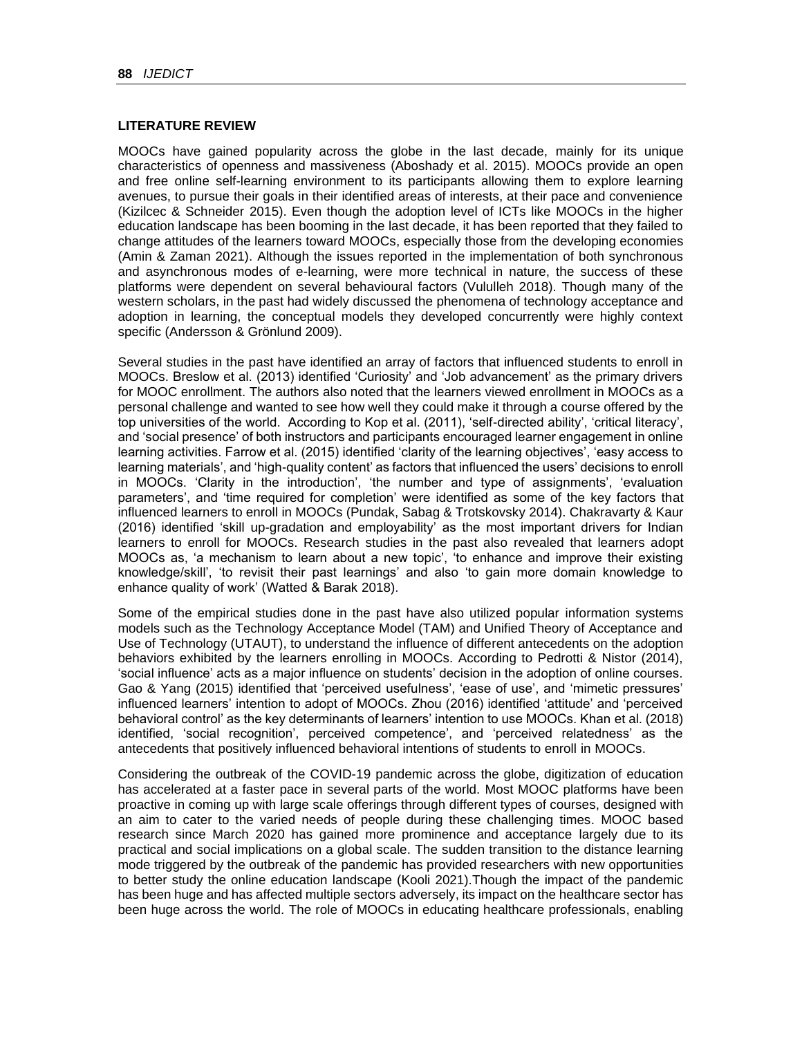## LITERATURE REVIEW

MOOCs have gained popularity across the globe in the last decade, mainly for its unique characteristics of openness and massiveness (Aboshady et al. 2015). MOOCs provide an open and free online self-learning environment to its participants allowing them to explore learning avenues, to pursue their goals in their identified areas of interests, at their pace and convenience (Kizilcec & Schneider 2015). Even though the adoption level of ICTs like MOOCs in the higher education landscape has been booming in the last decade, it has been reported that they failed to change attitudes of the learners toward MOOCs, especially those from the developing economies (Amin & Zaman 2021). Although the issues reported in the implementation of both synchronous and asynchronous modes of e-learning, were more technical in nature, the success of these platforms were dependent on several behavioural factors (Vululleh 2018). Though many of the western scholars, in the past had widely discussed the phenomena of technology acceptance and adoption in learning, the conceptual models they developed concurrently were highly context specific (Andersson & Grönlund 2009).

Several studies in the past have identified an array of factors that influenced students to enroll in MOOCs. Breslow et al. (2013) identified 'Curiosity' and 'Job advancement' as the primary drivers for MOOC enrollment. The authors also noted that the learners viewed enrollment in MOOCs as a personal challenge and wanted to see how well they could make it through a course offered by the top universities of the world. According to Kop et al. (2011), 'self-directed ability', 'critical literacy', and 'social presence' of both instructors and participants encouraged learner engagement in online learning activities. Farrow et al. (2015) identified 'clarity of the learning objectives', 'easy access to learning materials', and 'high-quality content' as factors that influenced the users' decisions to enroll in MOOCs. 'Clarity in the introduction', 'the number and type of assignments', 'evaluation parameters', and 'time required for completion' were identified as some of the key factors that influenced learners to enroll in MOOCs (Pundak, Sabag & Trotskovsky 2014). Chakravarty & Kaur (2016) identified 'skill up-gradation and employability' as the most important drivers for Indian learners to enroll for MOOCs. Research studies in the past also revealed that learners adopt MOOCs as, 'a mechanism to learn about a new topic', 'to enhance and improve their existing knowledge/skill', 'to revisit their past learnings' and also 'to gain more domain knowledge to enhance quality of work' (Watted & Barak 2018).

Some of the empirical studies done in the past have also utilized popular information systems models such as the Technology Acceptance Model (TAM) and Unified Theory of Acceptance and Use of Technology (UTAUT), to understand the influence of different antecedents on the adoption behaviors exhibited by the learners enrolling in MOOCs. According to Pedrotti & Nistor (2014), 'social influence' acts as a major influence on students' decision in the adoption of online courses. Gao & Yang (2015) identified that 'perceived usefulness', 'ease of use', and 'mimetic pressures' influenced learners' intention to adopt of MOOCs. Zhou (2016) identified 'attitude' and 'perceived behavioral control' as the key determinants of learners' intention to use MOOCs. Khan et al. (2018) identified, 'social recognition', perceived competence', and 'perceived relatedness' as the antecedents that positively influenced behavioral intentions of students to enroll in MOOCs.

Considering the outbreak of the COVID-19 pandemic across the globe, digitization of education has accelerated at a faster pace in several parts of the world. Most MOOC platforms have been proactive in coming up with large scale offerings through different types of courses, designed with an aim to cater to the varied needs of people during these challenging times. MOOC based research since March 2020 has gained more prominence and acceptance largely due to its practical and social implications on a global scale. The sudden transition to the distance learning mode triggered by the outbreak of the pandemic has provided researchers with new opportunities to better study the online education landscape (Kooli 2021).Though the impact of the pandemic has been huge and has affected multiple sectors adversely, its impact on the healthcare sector has been huge across the world. The role of MOOCs in educating healthcare professionals, enabling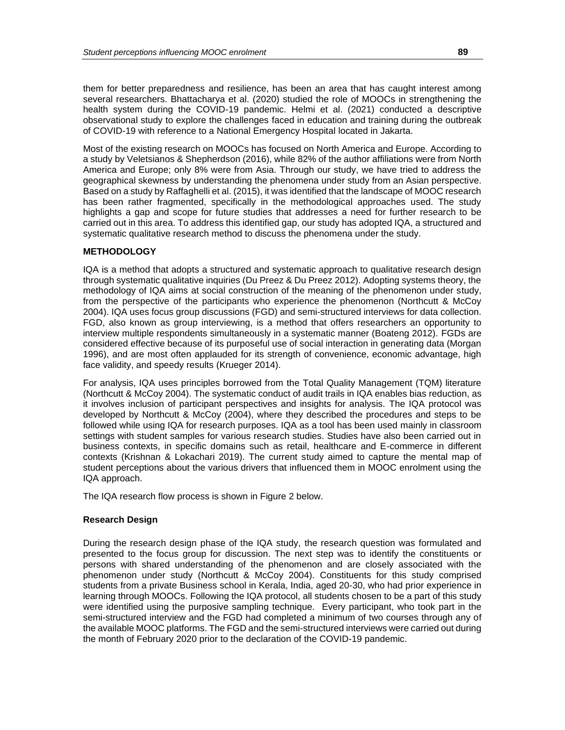them for better preparedness and resilience, has been an area that has caught interest among several researchers. Bhattacharya et al. (2020) studied the role of MOOCs in strengthening the health system during the COVID-19 pandemic. Helmi et al. (2021) conducted a descriptive observational study to explore the challenges faced in education and training during the outbreak of COVID-19 with reference to a National Emergency Hospital located in Jakarta.

Most of the existing research on MOOCs has focused on North America and Europe. According to a study by Veletsianos & Shepherdson (2016), while 82% of the author affiliations were from North America and Europe; only 8% were from Asia. Through our study, we have tried to address the geographical skewness by understanding the phenomena under study from an Asian perspective. Based on a study by Raffaghelli et al. (2015), it was identified that the landscape of MOOC research has been rather fragmented, specifically in the methodological approaches used. The study highlights a gap and scope for future studies that addresses a need for further research to be carried out in this area. To address this identified gap, our study has adopted IQA, a structured and systematic qualitative research method to discuss the phenomena under the study.

## METHODOLOGY

IQA is a method that adopts a structured and systematic approach to qualitative research design through systematic qualitative inquiries (Du Preez & Du Preez 2012). Adopting systems theory, the methodology of IQA aims at social construction of the meaning of the phenomenon under study, from the perspective of the participants who experience the phenomenon (Northcutt & McCoy 2004). IQA uses focus group discussions (FGD) and semi-structured interviews for data collection. FGD, also known as group interviewing, is a method that offers researchers an opportunity to interview multiple respondents simultaneously in a systematic manner (Boateng 2012). FGDs are considered effective because of its purposeful use of social interaction in generating data (Morgan 1996), and are most often applauded for its strength of convenience, economic advantage, high face validity, and speedy results (Krueger 2014).

For analysis, IQA uses principles borrowed from the Total Quality Management (TQM) literature (Northcutt & McCoy 2004). The systematic conduct of audit trails in IQA enables bias reduction, as it involves inclusion of participant perspectives and insights for analysis. The IQA protocol was developed by Northcutt & McCoy (2004), where they described the procedures and steps to be followed while using IQA for research purposes. IQA as a tool has been used mainly in classroom settings with student samples for various research studies. Studies have also been carried out in business contexts, in specific domains such as retail, healthcare and E-commerce in different contexts (Krishnan & Lokachari 2019). The current study aimed to capture the mental map of student perceptions about the various drivers that influenced them in MOOC enrolment using the IQA approach.

The IQA research flow process is shown in Figure 2 below.

### Research Design

During the research design phase of the IQA study, the research question was formulated and presented to the focus group for discussion. The next step was to identify the constituents or persons with shared understanding of the phenomenon and are closely associated with the phenomenon under study (Northcutt & McCoy 2004). Constituents for this study comprised students from a private Business school in Kerala, India, aged 20-30, who had prior experience in learning through MOOCs. Following the IQA protocol, all students chosen to be a part of this study were identified using the purposive sampling technique. Every participant, who took part in the semi-structured interview and the FGD had completed a minimum of two courses through any of the available MOOC platforms. The FGD and the semi-structured interviews were carried out during the month of February 2020 prior to the declaration of the COVID-19 pandemic.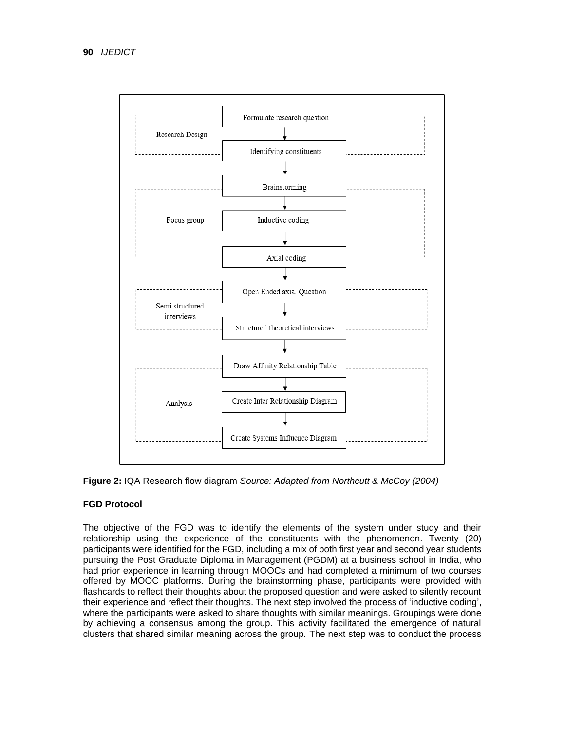**Research Design**

- Formulate research question
- Identifying constituents

**Focus group**

- Brainstorming
- Inductive coding
- Axial coding

**Semi structured interviews**

- Open Ended axial Question
- Structured theoretical interviews

**Analysis**

- Draw Affinity Relationship Table
- Create Inter Relationship Diagram
- Create Systems Influence Diagram

**Figure 2:** IQA Research flow diagram *Source: Adapted from Northcutt & McCoy (2004)*

**FGD Protocol**

The objective of the FGD was to identify the elements of the system under study and their relationship using the experience of the constituents with the phenomenon. Twenty (20) participants were identified for the FGD, including a mix of both first year and second year students pursuing the Post Graduate Diploma in Management (PGDM) at a business school in India, who had prior experience in learning through MOOCs and had completed a minimum of two courses offered by MOOC platforms. During the brainstorming phase, participants were provided with flashcards to reflect their thoughts about the proposed question and were asked to silently recount their experience and reflect their thoughts. The next step involved the process of 'inductive coding', where the participants were asked to share thoughts with similar meanings. Groupings were done by achieving a consensus among the group. This activity facilitated the emergence of natural clusters that shared similar meaning across the group. The next step was to conduct the process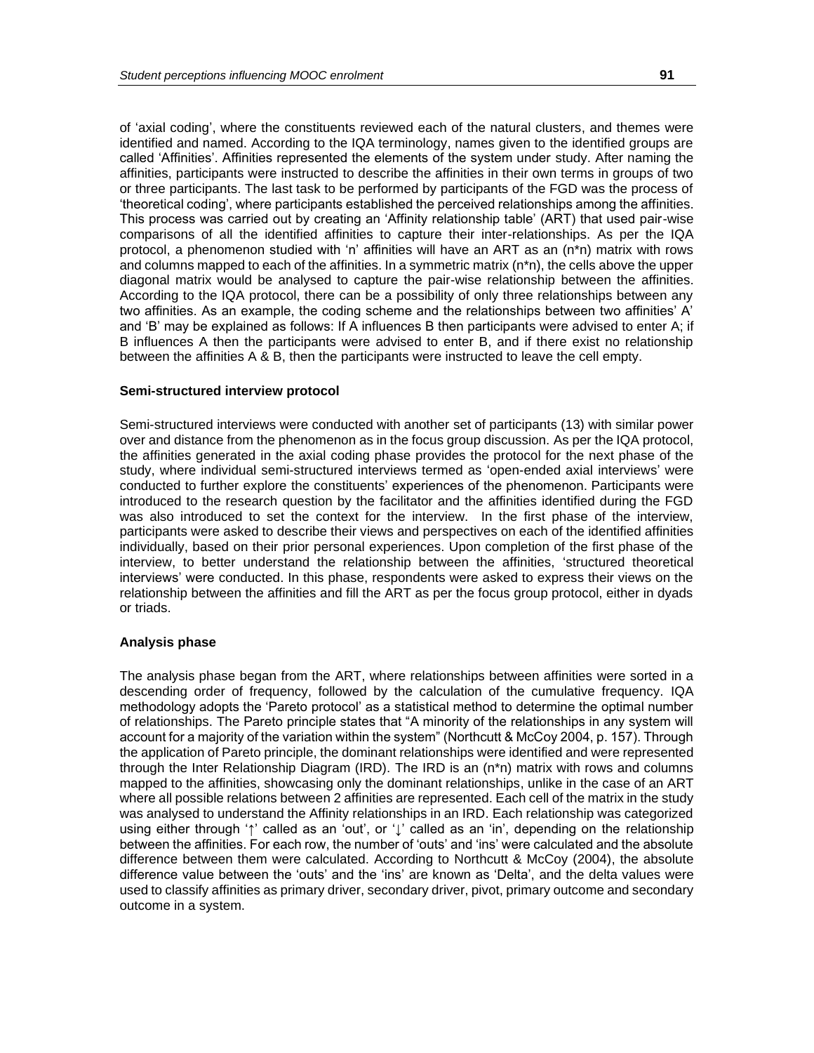of 'axial coding', where the constituents reviewed each of the natural clusters, and themes were identified and named. According to the IQA terminology, names given to the identified groups are called 'Affinities'. Affinities represented the elements of the system under study. After naming the affinities, participants were instructed to describe the affinities in their own terms in groups of two or three participants. The last task to be performed by participants of the FGD was the process of 'theoretical coding', where participants established the perceived relationships among the affinities. This process was carried out by creating an 'Affinity relationship table' (ART) that used pair-wise comparisons of all the identified affinities to capture their inter-relationships. As per the IQA protocol, a phenomenon studied with 'n' affinities will have an ART as an (n*n) matrix with rows and columns mapped to each of the affinities. In a symmetric matrix (n*n), the cells above the upper diagonal matrix would be analysed to capture the pair-wise relationship between the affinities. According to the IQA protocol, there can be a possibility of only three relationships between any two affinities. As an example, the coding scheme and the relationships between two affinities' A' and 'B' may be explained as follows: If A influences B then participants were advised to enter A; if B influences A then the participants were advised to enter B, and if there exist no relationship between the affinities A & B, then the participants were instructed to leave the cell empty.

### Semi-structured interview protocol

Semi-structured interviews were conducted with another set of participants (13) with similar power over and distance from the phenomenon as in the focus group discussion. As per the IQA protocol, the affinities generated in the axial coding phase provides the protocol for the next phase of the study, where individual semi-structured interviews termed as 'open-ended axial interviews' were conducted to further explore the constituents' experiences of the phenomenon. Participants were introduced to the research question by the facilitator and the affinities identified during the FGD was also introduced to set the context for the interview. In the first phase of the interview, participants were asked to describe their views and perspectives on each of the identified affinities individually, based on their prior personal experiences. Upon completion of the first phase of the interview, to better understand the relationship between the affinities, 'structured theoretical interviews' were conducted. In this phase, respondents were asked to express their views on the relationship between the affinities and fill the ART as per the focus group protocol, either in dyads or triads.

### Analysis phase

The analysis phase began from the ART, where relationships between affinities were sorted in a descending order of frequency, followed by the calculation of the cumulative frequency. IQA methodology adopts the 'Pareto protocol' as a statistical method to determine the optimal number of relationships. The Pareto principle states that "A minority of the relationships in any system will account for a majority of the variation within the system" (Northcutt & McCoy 2004, p. 157). Through the application of Pareto principle, the dominant relationships were identified and were represented through the Inter Relationship Diagram (IRD). The IRD is an (n*n) matrix with rows and columns mapped to the affinities, showcasing only the dominant relationships, unlike in the case of an ART where all possible relations between 2 affinities are represented. Each cell of the matrix in the study was analysed to understand the Affinity relationships in an IRD. Each relationship was categorized using either through '↑' called as an 'out', or '↓' called as an 'in', depending on the relationship between the affinities. For each row, the number of 'outs' and 'ins' were calculated and the absolute difference between them were calculated. According to Northcutt & McCoy (2004), the absolute difference value between the 'outs' and the 'ins' are known as 'Delta', and the delta values were used to classify affinities as primary driver, secondary driver, pivot, primary outcome and secondary outcome in a system.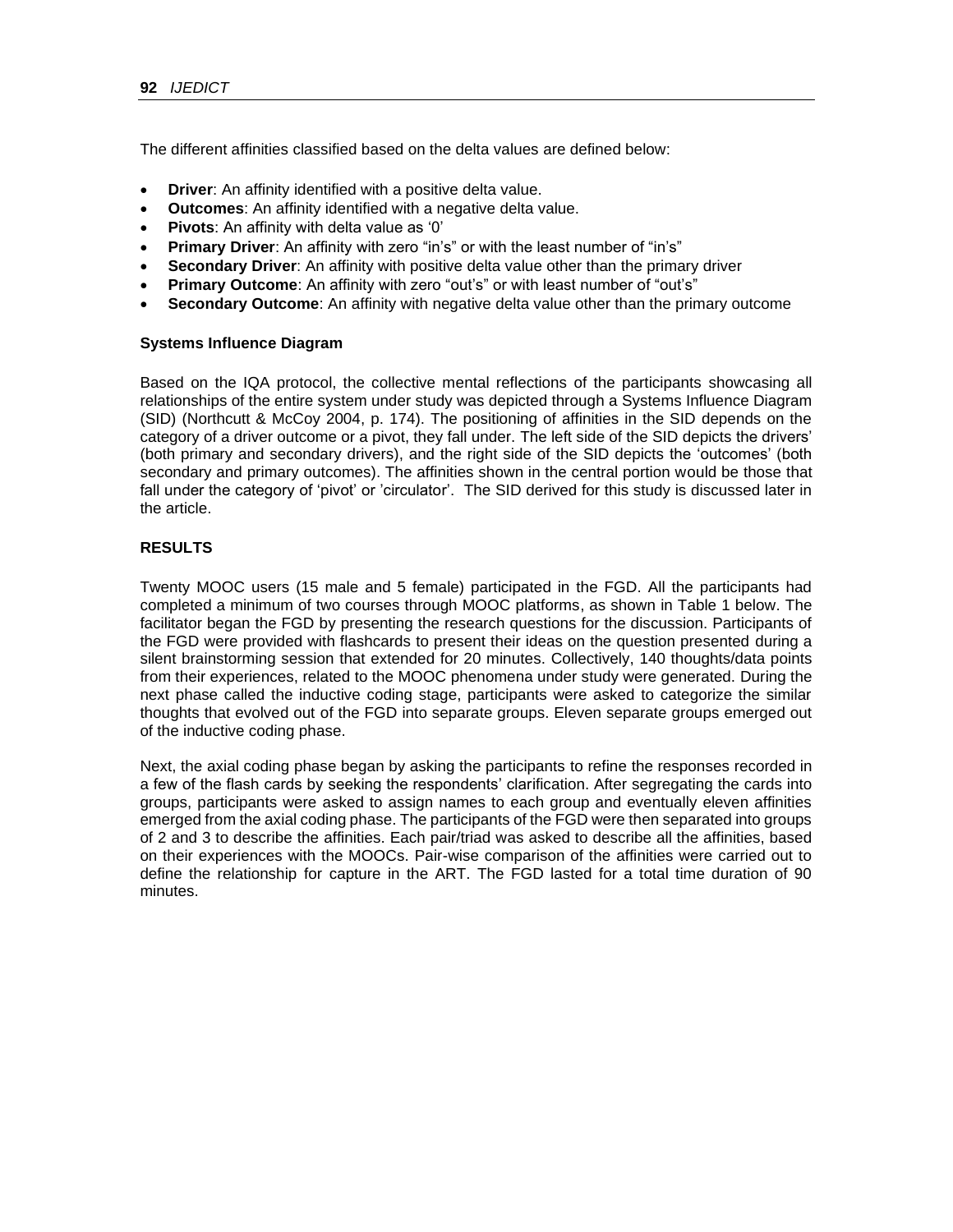The different affinities classified based on the delta values are defined below:

- **Driver**: An affinity identified with a positive delta value.
- **Outcomes**: An affinity identified with a negative delta value.
- **Pivots**: An affinity with delta value as '0'
- **Primary Driver**: An affinity with zero "in's" or with the least number of "in's"
- **Secondary Driver**: An affinity with positive delta value other than the primary driver
- **Primary Outcome**: An affinity with zero "out's" or with least number of "out's"
- **Secondary Outcome**: An affinity with negative delta value other than the primary outcome

### Systems Influence Diagram

Based on the IQA protocol, the collective mental reflections of the participants showcasing all relationships of the entire system under study was depicted through a Systems Influence Diagram (SID) (Northcutt & McCoy 2004, p. 174). The positioning of affinities in the SID depends on the category of a driver outcome or a pivot, they fall under. The left side of the SID depicts the drivers' (both primary and secondary drivers), and the right side of the SID depicts the 'outcomes' (both secondary and primary outcomes). The affinities shown in the central portion would be those that fall under the category of 'pivot' or 'circulator'. The SID derived for this study is discussed later in the article.

## RESULTS

Twenty MOOC users (15 male and 5 female) participated in the FGD. All the participants had completed a minimum of two courses through MOOC platforms, as shown in Table 1 below. The facilitator began the FGD by presenting the research questions for the discussion. Participants of the FGD were provided with flashcards to present their ideas on the question presented during a silent brainstorming session that extended for 20 minutes. Collectively, 140 thoughts/data points from their experiences, related to the MOOC phenomena under study were generated. During the next phase called the inductive coding stage, participants were asked to categorize the similar thoughts that evolved out of the FGD into separate groups. Eleven separate groups emerged out of the inductive coding phase.

Next, the axial coding phase began by asking the participants to refine the responses recorded in a few of the flash cards by seeking the respondents' clarification. After segregating the cards into groups, participants were asked to assign names to each group and eventually eleven affinities emerged from the axial coding phase. The participants of the FGD were then separated into groups of 2 and 3 to describe the affinities. Each pair/triad was asked to describe all the affinities, based on their experiences with the MOOCs. Pair-wise comparison of the affinities were carried out to define the relationship for capture in the ART. The FGD lasted for a total time duration of 90 minutes.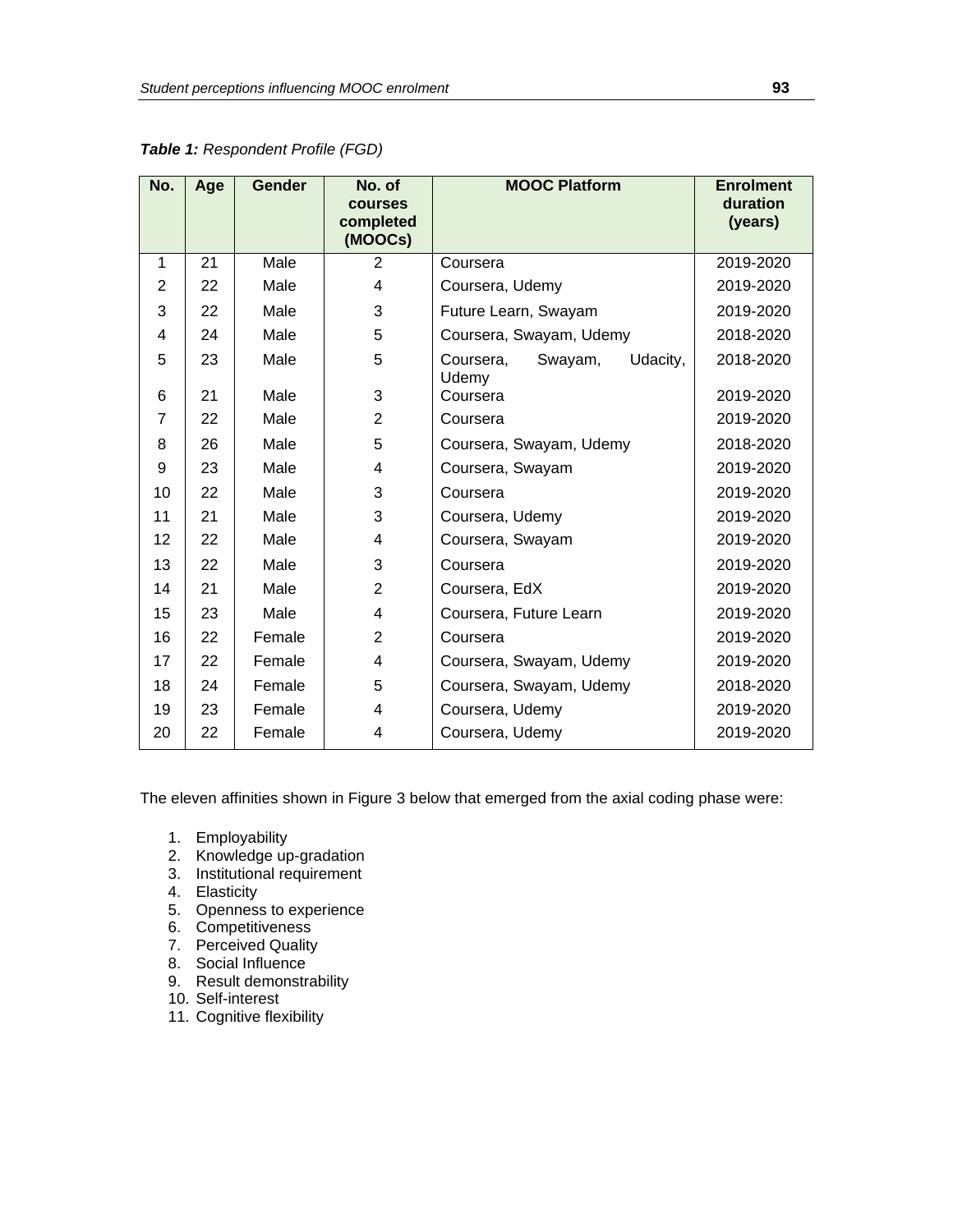***Table 1:*** *Respondent Profile (FGD)*

| No. | Age | Gender | No. of courses completed (MOOCs) | MOOC Platform | Enrolment duration (years) |
|---|---|---|---|---|---|
| 1 | 21 | Male | 2 | Coursera | 2019-2020 |
| 2 | 22 | Male | 4 | Coursera, Udemy | 2019-2020 |
| 3 | 22 | Male | 3 | Future Learn, Swayam | 2019-2020 |
| 4 | 24 | Male | 5 | Coursera, Swayam, Udemy | 2018-2020 |
| 5 | 23 | Male | 5 | Coursera, Swayam, Udacity, Udemy | 2018-2020 |
| 6 | 21 | Male | 3 | Coursera | 2019-2020 |
| 7 | 22 | Male | 2 | Coursera | 2019-2020 |
| 8 | 26 | Male | 5 | Coursera, Swayam, Udemy | 2018-2020 |
| 9 | 23 | Male | 4 | Coursera, Swayam | 2019-2020 |
| 10 | 22 | Male | 3 | Coursera | 2019-2020 |
| 11 | 21 | Male | 3 | Coursera, Udemy | 2019-2020 |
| 12 | 22 | Male | 4 | Coursera, Swayam | 2019-2020 |
| 13 | 22 | Male | 3 | Coursera | 2019-2020 |
| 14 | 21 | Male | 2 | Coursera, EdX | 2019-2020 |
| 15 | 23 | Male | 4 | Coursera, Future Learn | 2019-2020 |
| 16 | 22 | Female | 2 | Coursera | 2019-2020 |
| 17 | 22 | Female | 4 | Coursera, Swayam, Udemy | 2019-2020 |
| 18 | 24 | Female | 5 | Coursera, Swayam, Udemy | 2018-2020 |
| 19 | 23 | Female | 4 | Coursera, Udemy | 2019-2020 |
| 20 | 22 | Female | 4 | Coursera, Udemy | 2019-2020 |

The eleven affinities shown in Figure 3 below that emerged from the axial coding phase were:

1. Employability
2. Knowledge up-gradation
3. Institutional requirement
4. Elasticity
5. Openness to experience
6. Competitiveness
7. Perceived Quality
8. Social Influence
9. Result demonstrability
10. Self-interest
11. Cognitive flexibility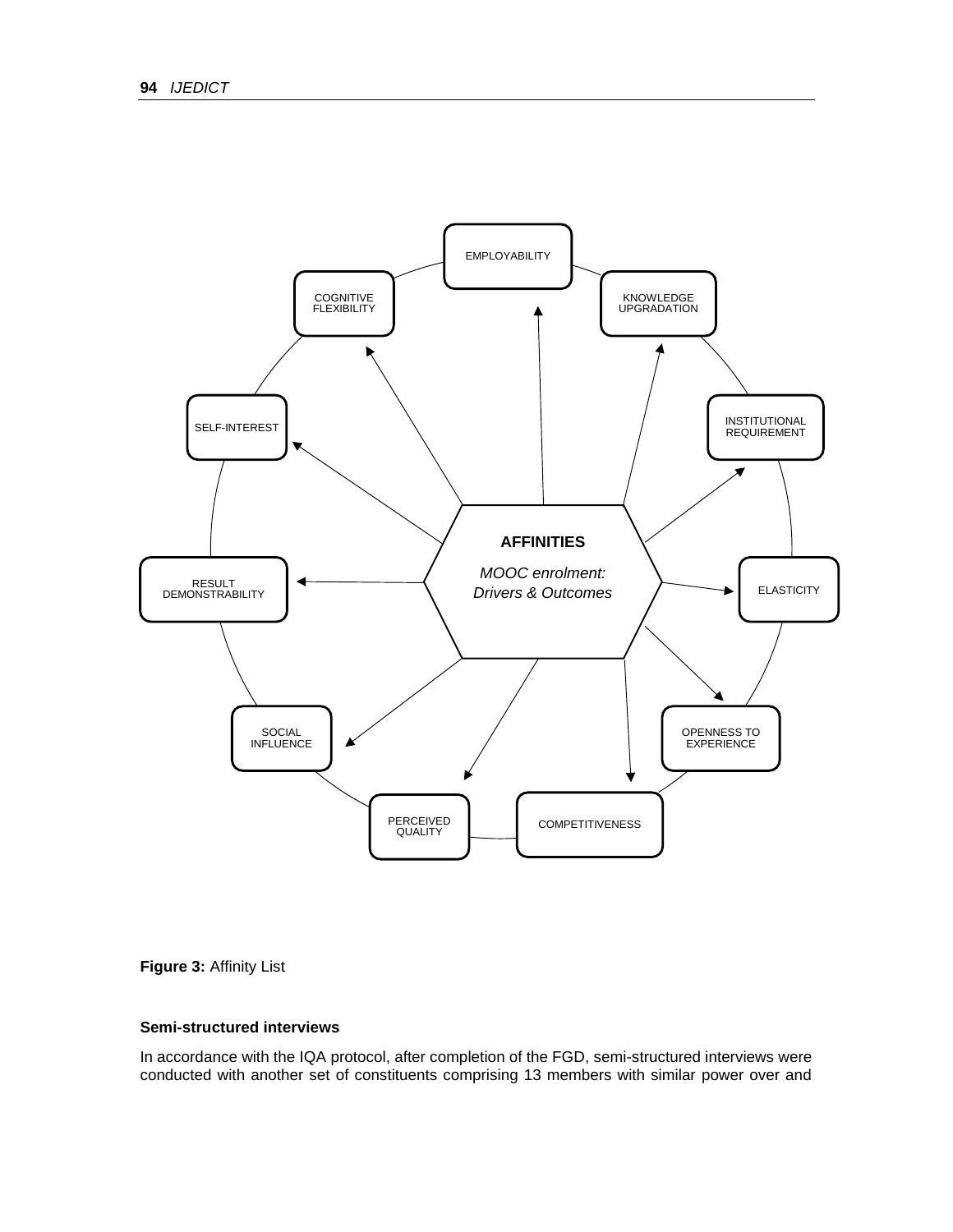AFFINITIES

*MOOC enrolment: Drivers & Outcomes*

EMPLOYABILITY, KNOWLEDGE UPGRADATION, INSTITUTIONAL REQUIREMENT, ELASTICITY, OPENNESS TO EXPERIENCE, COMPETITIVENESS, PERCEIVED QUALITY, SOCIAL INFLUENCE, RESULT DEMONSTRABILITY, SELF-INTEREST, COGNITIVE FLEXIBILITY

**Figure 3:** Affinity List

**Semi-structured interviews**

In accordance with the IQA protocol, after completion of the FGD, semi-structured interviews were conducted with another set of constituents comprising 13 members with similar power over and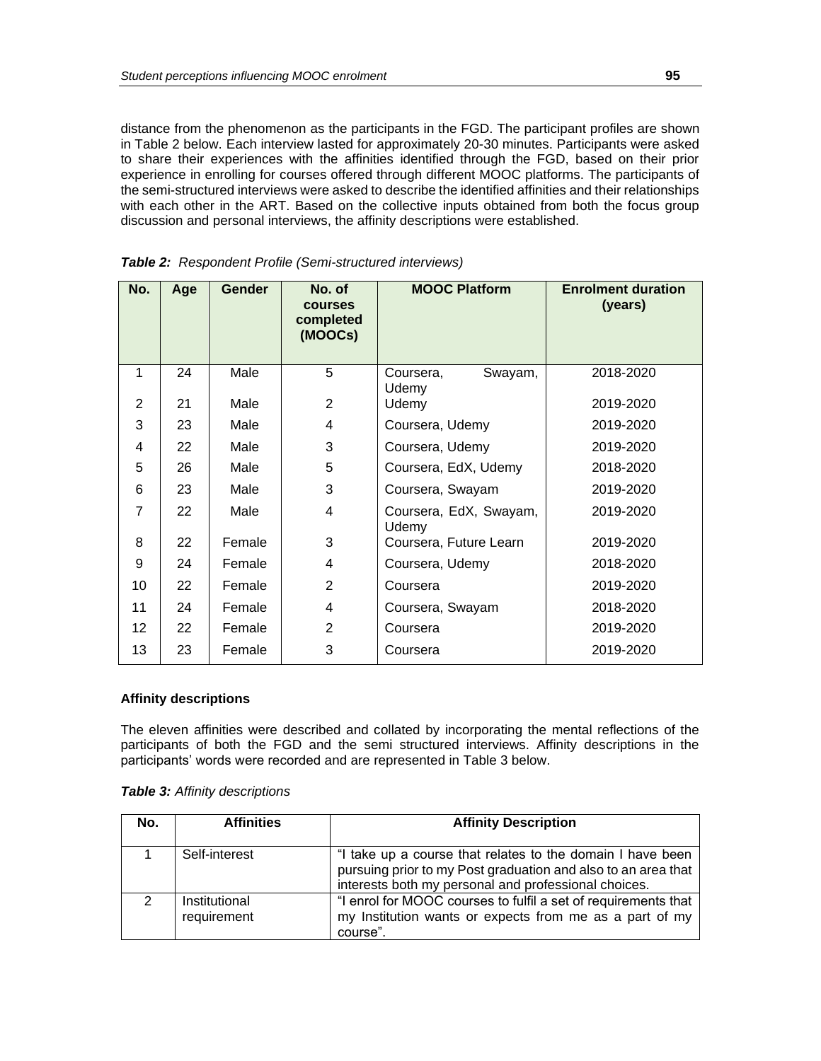distance from the phenomenon as the participants in the FGD. The participant profiles are shown in Table 2 below. Each interview lasted for approximately 20-30 minutes. Participants were asked to share their experiences with the affinities identified through the FGD, based on their prior experience in enrolling for courses offered through different MOOC platforms. The participants of the semi-structured interviews were asked to describe the identified affinities and their relationships with each other in the ART. Based on the collective inputs obtained from both the focus group discussion and personal interviews, the affinity descriptions were established.

***Table 2:*** *Respondent Profile (Semi-structured interviews)*

| No. | Age | Gender | No. of courses completed (MOOCs) | MOOC Platform | Enrolment duration (years) |
|---|---|---|---|---|---|
| 1 | 24 | Male | 5 | Coursera, Swayam, Udemy | 2018-2020 |
| 2 | 21 | Male | 2 | Udemy | 2019-2020 |
| 3 | 23 | Male | 4 | Coursera, Udemy | 2019-2020 |
| 4 | 22 | Male | 3 | Coursera, Udemy | 2019-2020 |
| 5 | 26 | Male | 5 | Coursera, EdX, Udemy | 2018-2020 |
| 6 | 23 | Male | 3 | Coursera, Swayam | 2019-2020 |
| 7 | 22 | Male | 4 | Coursera, EdX, Swayam, Udemy | 2019-2020 |
| 8 | 22 | Female | 3 | Coursera, Future Learn | 2019-2020 |
| 9 | 24 | Female | 4 | Coursera, Udemy | 2018-2020 |
| 10 | 22 | Female | 2 | Coursera | 2019-2020 |
| 11 | 24 | Female | 4 | Coursera, Swayam | 2018-2020 |
| 12 | 22 | Female | 2 | Coursera | 2019-2020 |
| 13 | 23 | Female | 3 | Coursera | 2019-2020 |

**Affinity descriptions**

The eleven affinities were described and collated by incorporating the mental reflections of the participants of both the FGD and the semi structured interviews. Affinity descriptions in the participants' words were recorded and are represented in Table 3 below.

***Table 3:*** *Affinity descriptions*

| No. | Affinities | Affinity Description |
|---|---|---|
| 1 | Self-interest | "I take up a course that relates to the domain I have been pursuing prior to my Post graduation and also to an area that interests both my personal and professional choices. |
| 2 | Institutional requirement | "I enrol for MOOC courses to fulfil a set of requirements that my Institution wants or expects from me as a part of my course". |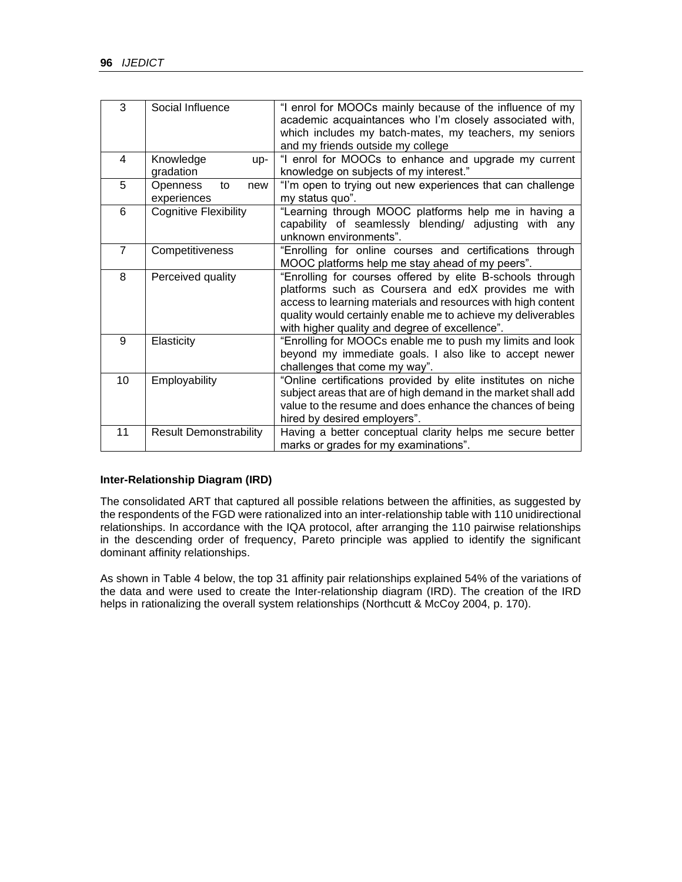| 3 | Social Influence | "I enrol for MOOCs mainly because of the influence of my academic acquaintances who I'm closely associated with, which includes my batch-mates, my teachers, my seniors and my friends outside my college |
|---|---|---|
| 4 | Knowledge up-gradation | "I enrol for MOOCs to enhance and upgrade my current knowledge on subjects of my interest." |
| 5 | Openness to new experiences | "I'm open to trying out new experiences that can challenge my status quo". |
| 6 | Cognitive Flexibility | "Learning through MOOC platforms help me in having a capability of seamlessly blending/ adjusting with any unknown environments". |
| 7 | Competitiveness | "Enrolling for online courses and certifications through MOOC platforms help me stay ahead of my peers". |
| 8 | Perceived quality | "Enrolling for courses offered by elite B-schools through platforms such as Coursera and edX provides me with access to learning materials and resources with high content quality would certainly enable me to achieve my deliverables with higher quality and degree of excellence". |
| 9 | Elasticity | "Enrolling for MOOCs enable me to push my limits and look beyond my immediate goals. I also like to accept newer challenges that come my way". |
| 10 | Employability | "Online certifications provided by elite institutes on niche subject areas that are of high demand in the market shall add value to the resume and does enhance the chances of being hired by desired employers". |
| 11 | Result Demonstrability | Having a better conceptual clarity helps me secure better marks or grades for my examinations". |

**Inter-Relationship Diagram (IRD)**

The consolidated ART that captured all possible relations between the affinities, as suggested by the respondents of the FGD were rationalized into an inter-relationship table with 110 unidirectional relationships. In accordance with the IQA protocol, after arranging the 110 pairwise relationships in the descending order of frequency, Pareto principle was applied to identify the significant dominant affinity relationships.

As shown in Table 4 below, the top 31 affinity pair relationships explained 54% of the variations of the data and were used to create the Inter-relationship diagram (IRD). The creation of the IRD helps in rationalizing the overall system relationships (Northcutt & McCoy 2004, p. 170).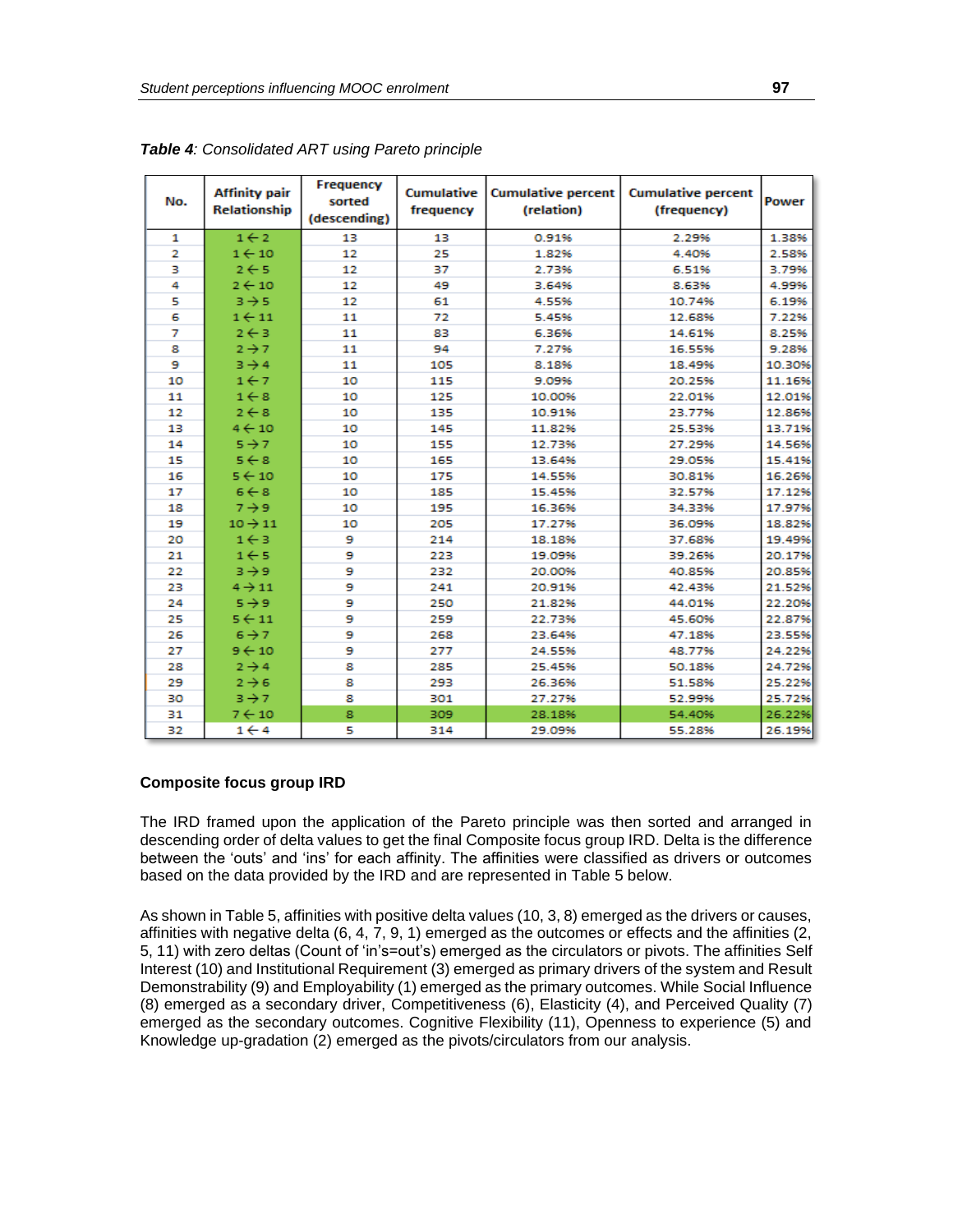***Table 4**: Consolidated ART using Pareto principle*

| No. | Affinity pair Relationship | Frequency sorted (descending) | Cumulative frequency | Cumulative percent (relation) | Cumulative percent (frequency) | Power |
|---|---|---|---|---|---|---|
| 1 | 1←2 | 13 | 13 | 0.91% | 2.29% | 1.38% |
| 2 | 1←10 | 12 | 25 | 1.82% | 4.40% | 2.58% |
| 3 | 2←5 | 12 | 37 | 2.73% | 6.51% | 3.79% |
| 4 | 2←10 | 12 | 49 | 3.64% | 8.63% | 4.99% |
| 5 | 3→5 | 12 | 61 | 4.55% | 10.74% | 6.19% |
| 6 | 1←11 | 11 | 72 | 5.45% | 12.68% | 7.22% |
| 7 | 2←3 | 11 | 83 | 6.36% | 14.61% | 8.25% |
| 8 | 2→7 | 11 | 94 | 7.27% | 16.55% | 9.28% |
| 9 | 3→4 | 11 | 105 | 8.18% | 18.49% | 10.30% |
| 10 | 1←7 | 10 | 115 | 9.09% | 20.25% | 11.16% |
| 11 | 1←8 | 10 | 125 | 10.00% | 22.01% | 12.01% |
| 12 | 2←8 | 10 | 135 | 10.91% | 23.77% | 12.86% |
| 13 | 4←10 | 10 | 145 | 11.82% | 25.53% | 13.71% |
| 14 | 5→7 | 10 | 155 | 12.73% | 27.29% | 14.56% |
| 15 | 5←8 | 10 | 165 | 13.64% | 29.05% | 15.41% |
| 16 | 5←10 | 10 | 175 | 14.55% | 30.81% | 16.26% |
| 17 | 6←8 | 10 | 185 | 15.45% | 32.57% | 17.12% |
| 18 | 7→9 | 10 | 195 | 16.36% | 34.33% | 17.97% |
| 19 | 10→11 | 10 | 205 | 17.27% | 36.09% | 18.82% |
| 20 | 1←3 | 9 | 214 | 18.18% | 37.68% | 19.49% |
| 21 | 1←5 | 9 | 223 | 19.09% | 39.26% | 20.17% |
| 22 | 3→9 | 9 | 232 | 20.00% | 40.85% | 20.85% |
| 23 | 4→11 | 9 | 241 | 20.91% | 42.43% | 21.52% |
| 24 | 5→9 | 9 | 250 | 21.82% | 44.01% | 22.20% |
| 25 | 5←11 | 9 | 259 | 22.73% | 45.60% | 22.87% |
| 26 | 6→7 | 9 | 268 | 23.64% | 47.18% | 23.55% |
| 27 | 9←10 | 9 | 277 | 24.55% | 48.77% | 24.22% |
| 28 | 2→4 | 8 | 285 | 25.45% | 50.18% | 24.72% |
| 29 | 2→6 | 8 | 293 | 26.36% | 51.58% | 25.22% |
| 30 | 3→7 | 8 | 301 | 27.27% | 52.99% | 25.72% |
| 31 | 7←10 | 8 | 309 | 28.18% | 54.40% | 26.22% |
| 32 | 1←4 | 5 | 314 | 29.09% | 55.28% | 26.19% |

### Composite focus group IRD

The IRD framed upon the application of the Pareto principle was then sorted and arranged in descending order of delta values to get the final Composite focus group IRD. Delta is the difference between the 'outs' and 'ins' for each affinity. The affinities were classified as drivers or outcomes based on the data provided by the IRD and are represented in Table 5 below.

As shown in Table 5, affinities with positive delta values (10, 3, 8) emerged as the drivers or causes, affinities with negative delta (6, 4, 7, 9, 1) emerged as the outcomes or effects and the affinities (2, 5, 11) with zero deltas (Count of 'in's=out's) emerged as the circulators or pivots. The affinities Self Interest (10) and Institutional Requirement (3) emerged as primary drivers of the system and Result Demonstrability (9) and Employability (1) emerged as the primary outcomes. While Social Influence (8) emerged as a secondary driver, Competitiveness (6), Elasticity (4), and Perceived Quality (7) emerged as the secondary outcomes. Cognitive Flexibility (11), Openness to experience (5) and Knowledge up-gradation (2) emerged as the pivots/circulators from our analysis.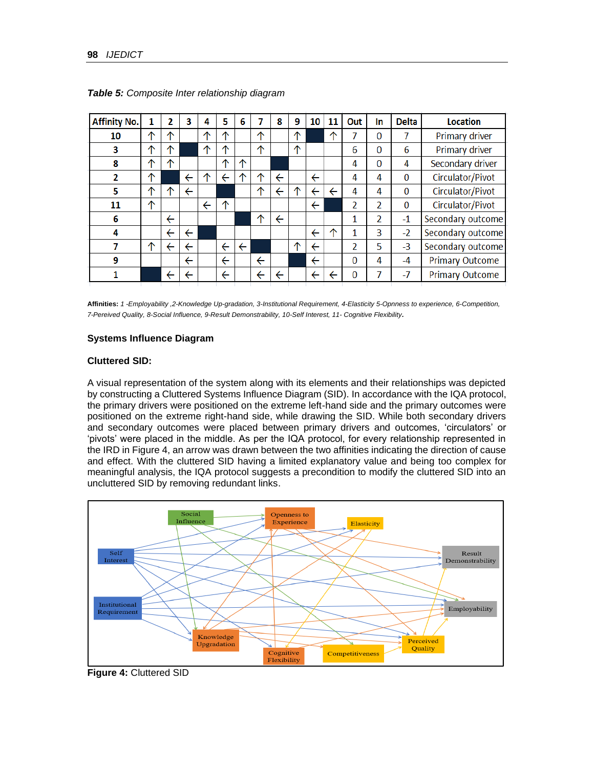***Table 5:*** *Composite Inter relationship diagram*

| Affinity No. | 1 | 2 | 3 | 4 | 5 | 6 | 7 | 8 | 9 | 10 | 11 | Out | In | Delta | Location |
|---|---|---|---|---|---|---|---|---|---|---|---|---|---|---|---|
| **10** | ↑ | ↑ | | ↑ | ↑ | | ↑ | | ↑ | | ↑ | 7 | 0 | 7 | Primary driver |
| **3** | ↑ | ↑ | | ↑ | ↑ | | ↑ | | ↑ | | | 6 | 0 | 6 | Primary driver |
| **8** | ↑ | ↑ | | | ↑ | ↑ | | | | | | 4 | 0 | 4 | Secondary driver |
| **2** | ↑ | | ← | ↑ | ← | ↑ | ↑ | ← | | ← | | 4 | 4 | 0 | Circulator/Pivot |
| **5** | ↑ | ↑ | ← | | | | ↑ | ← | ↑ | ← | ← | 4 | 4 | 0 | Circulator/Pivot |
| **11** | ↑ | | | ← | ↑ | | | | | ← | | 2 | 2 | 0 | Circulator/Pivot |
| **6** | | ← | | | | | ↑ | ← | | | | 1 | 2 | -1 | Secondary outcome |
| **4** | | ← | ← | | | | | | | ← | ↑ | 1 | 3 | -2 | Secondary outcome |
| **7** | ↑ | ← | ← | | ← | ← | | | ↑ | ← | | 2 | 5 | -3 | Secondary outcome |
| **9** | | | ← | | ← | | ← | | | ← | | 0 | 4 | -4 | Primary Outcome |
| **1** | | ← | ← | | ← | | ← | ← | | ← | ← | 0 | 7 | -7 | Primary Outcome |

**Affinities:** *1 -Employability ,2-Knowledge Up-gradation, 3-Institutional Requirement, 4-Elasticity 5-Opnness to experience, 6-Competition, 7-Pereived Quality, 8-Social Influence, 9-Result Demonstrability, 10-Self Interest, 11- Cognitive Flexibility***.**

### Systems Influence Diagram

### Cluttered SID:

A visual representation of the system along with its elements and their relationships was depicted by constructing a Cluttered Systems Influence Diagram (SID). In accordance with the IQA protocol, the primary drivers were positioned on the extreme left-hand side and the primary outcomes were positioned on the extreme right-hand side, while drawing the SID. While both secondary drivers and secondary outcomes were placed between primary drivers and outcomes, 'circulators' or 'pivots' were placed in the middle. As per the IQA protocol, for every relationship represented in the IRD in Figure 4, an arrow was drawn between the two affinities indicating the direction of cause and effect. With the cluttered SID having a limited explanatory value and being too complex for meaningful analysis, the IQA protocol suggests a precondition to modify the cluttered SID into an uncluttered SID by removing redundant links.

**Figure 4:** Cluttered SID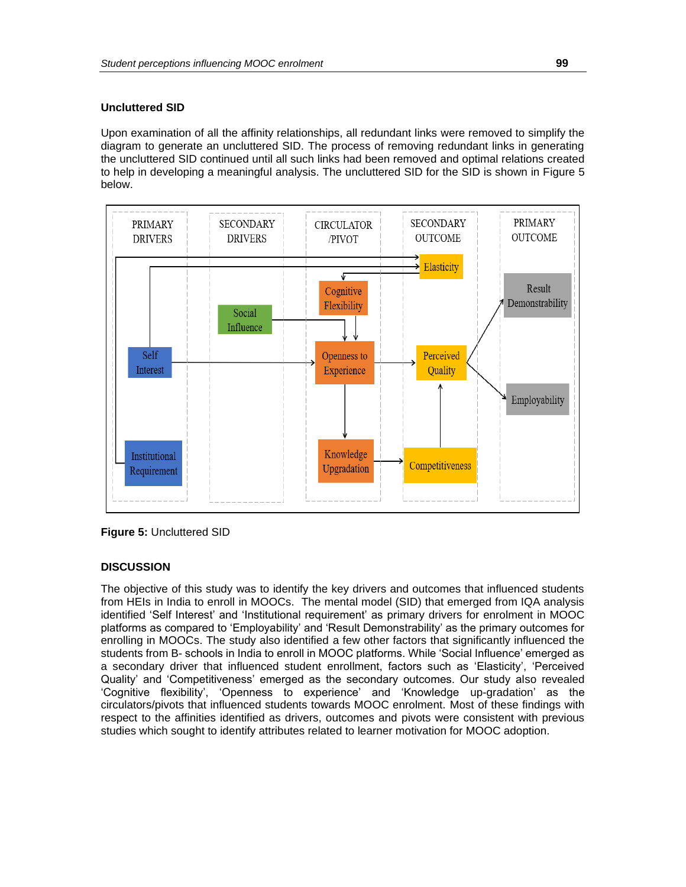### Uncluttered SID

Upon examination of all the affinity relationships, all redundant links were removed to simplify the diagram to generate an uncluttered SID. The process of removing redundant links in generating the uncluttered SID continued until all such links had been removed and optimal relations created to help in developing a meaningful analysis. The uncluttered SID for the SID is shown in Figure 5 below.

**Figure 5:** Uncluttered SID

### DISCUSSION

The objective of this study was to identify the key drivers and outcomes that influenced students from HEIs in India to enroll in MOOCs. The mental model (SID) that emerged from IQA analysis identified 'Self Interest' and 'Institutional requirement' as primary drivers for enrolment in MOOC platforms as compared to 'Employability' and 'Result Demonstrability' as the primary outcomes for enrolling in MOOCs. The study also identified a few other factors that significantly influenced the students from B- schools in India to enroll in MOOC platforms. While 'Social Influence' emerged as a secondary driver that influenced student enrollment, factors such as 'Elasticity', 'Perceived Quality' and 'Competitiveness' emerged as the secondary outcomes. Our study also revealed 'Cognitive flexibility', 'Openness to experience' and 'Knowledge up-gradation' as the circulators/pivots that influenced students towards MOOC enrolment. Most of these findings with respect to the affinities identified as drivers, outcomes and pivots were consistent with previous studies which sought to identify attributes related to learner motivation for MOOC adoption.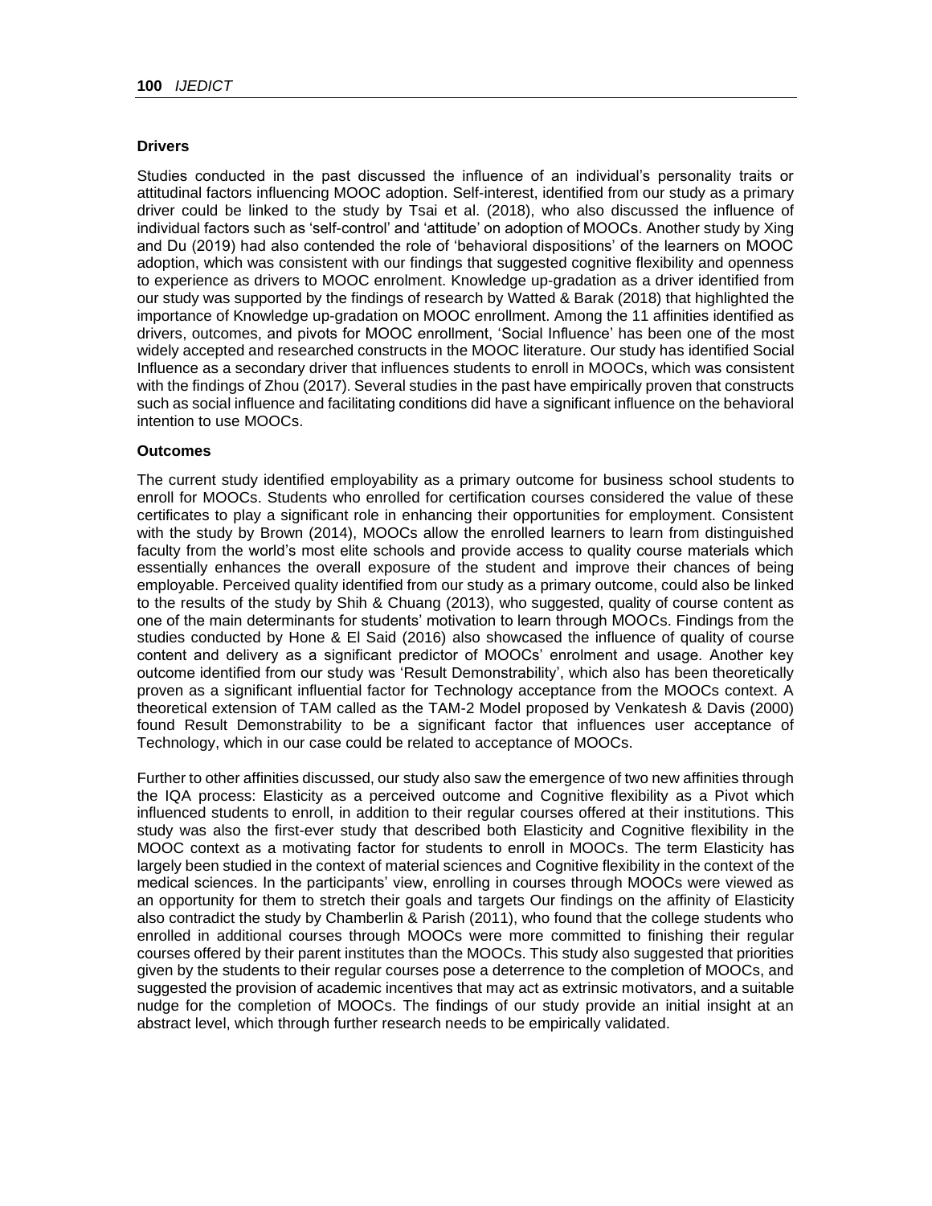### Drivers

Studies conducted in the past discussed the influence of an individual's personality traits or attitudinal factors influencing MOOC adoption. Self-interest, identified from our study as a primary driver could be linked to the study by Tsai et al. (2018), who also discussed the influence of individual factors such as 'self-control' and 'attitude' on adoption of MOOCs. Another study by Xing and Du (2019) had also contended the role of 'behavioral dispositions' of the learners on MOOC adoption, which was consistent with our findings that suggested cognitive flexibility and openness to experience as drivers to MOOC enrolment. Knowledge up-gradation as a driver identified from our study was supported by the findings of research by Watted & Barak (2018) that highlighted the importance of Knowledge up-gradation on MOOC enrollment. Among the 11 affinities identified as drivers, outcomes, and pivots for MOOC enrollment, 'Social Influence' has been one of the most widely accepted and researched constructs in the MOOC literature. Our study has identified Social Influence as a secondary driver that influences students to enroll in MOOCs, which was consistent with the findings of Zhou (2017). Several studies in the past have empirically proven that constructs such as social influence and facilitating conditions did have a significant influence on the behavioral intention to use MOOCs.

### Outcomes

The current study identified employability as a primary outcome for business school students to enroll for MOOCs. Students who enrolled for certification courses considered the value of these certificates to play a significant role in enhancing their opportunities for employment. Consistent with the study by Brown (2014), MOOCs allow the enrolled learners to learn from distinguished faculty from the world's most elite schools and provide access to quality course materials which essentially enhances the overall exposure of the student and improve their chances of being employable. Perceived quality identified from our study as a primary outcome, could also be linked to the results of the study by Shih & Chuang (2013), who suggested, quality of course content as one of the main determinants for students' motivation to learn through MOOCs. Findings from the studies conducted by Hone & El Said (2016) also showcased the influence of quality of course content and delivery as a significant predictor of MOOCs' enrolment and usage. Another key outcome identified from our study was 'Result Demonstrability', which also has been theoretically proven as a significant influential factor for Technology acceptance from the MOOCs context. A theoretical extension of TAM called as the TAM-2 Model proposed by Venkatesh & Davis (2000) found Result Demonstrability to be a significant factor that influences user acceptance of Technology, which in our case could be related to acceptance of MOOCs.

Further to other affinities discussed, our study also saw the emergence of two new affinities through the IQA process: Elasticity as a perceived outcome and Cognitive flexibility as a Pivot which influenced students to enroll, in addition to their regular courses offered at their institutions. This study was also the first-ever study that described both Elasticity and Cognitive flexibility in the MOOC context as a motivating factor for students to enroll in MOOCs. The term Elasticity has largely been studied in the context of material sciences and Cognitive flexibility in the context of the medical sciences. In the participants' view, enrolling in courses through MOOCs were viewed as an opportunity for them to stretch their goals and targets Our findings on the affinity of Elasticity also contradict the study by Chamberlin & Parish (2011), who found that the college students who enrolled in additional courses through MOOCs were more committed to finishing their regular courses offered by their parent institutes than the MOOCs. This study also suggested that priorities given by the students to their regular courses pose a deterrence to the completion of MOOCs, and suggested the provision of academic incentives that may act as extrinsic motivators, and a suitable nudge for the completion of MOOCs. The findings of our study provide an initial insight at an abstract level, which through further research needs to be empirically validated.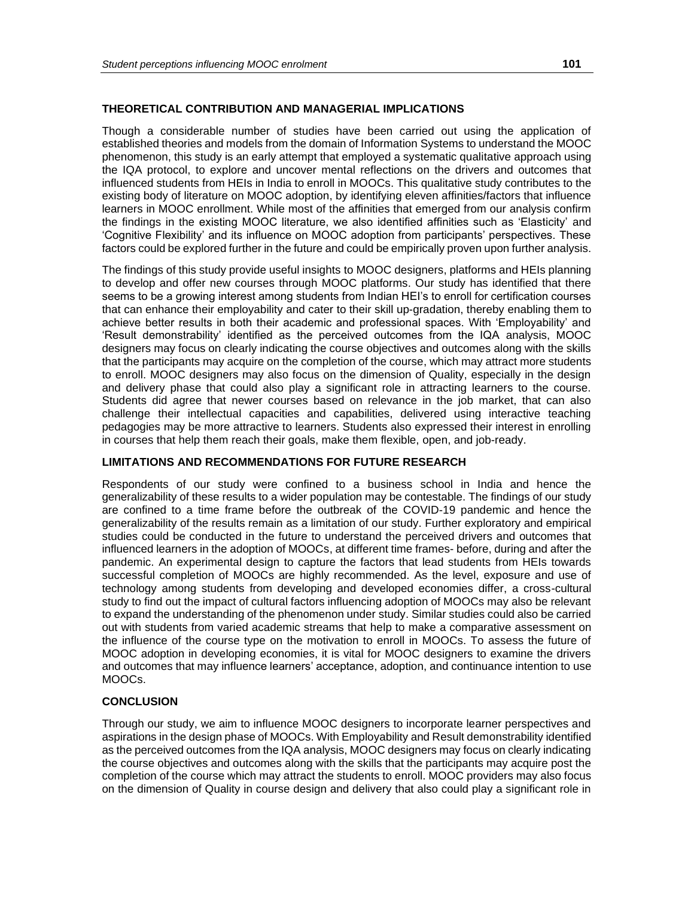## THEORETICAL CONTRIBUTION AND MANAGERIAL IMPLICATIONS

Though a considerable number of studies have been carried out using the application of established theories and models from the domain of Information Systems to understand the MOOC phenomenon, this study is an early attempt that employed a systematic qualitative approach using the IQA protocol, to explore and uncover mental reflections on the drivers and outcomes that influenced students from HEIs in India to enroll in MOOCs. This qualitative study contributes to the existing body of literature on MOOC adoption, by identifying eleven affinities/factors that influence learners in MOOC enrollment. While most of the affinities that emerged from our analysis confirm the findings in the existing MOOC literature, we also identified affinities such as 'Elasticity' and 'Cognitive Flexibility' and its influence on MOOC adoption from participants' perspectives. These factors could be explored further in the future and could be empirically proven upon further analysis.

The findings of this study provide useful insights to MOOC designers, platforms and HEIs planning to develop and offer new courses through MOOC platforms. Our study has identified that there seems to be a growing interest among students from Indian HEI's to enroll for certification courses that can enhance their employability and cater to their skill up-gradation, thereby enabling them to achieve better results in both their academic and professional spaces. With 'Employability' and 'Result demonstrability' identified as the perceived outcomes from the IQA analysis, MOOC designers may focus on clearly indicating the course objectives and outcomes along with the skills that the participants may acquire on the completion of the course, which may attract more students to enroll. MOOC designers may also focus on the dimension of Quality, especially in the design and delivery phase that could also play a significant role in attracting learners to the course. Students did agree that newer courses based on relevance in the job market, that can also challenge their intellectual capacities and capabilities, delivered using interactive teaching pedagogies may be more attractive to learners. Students also expressed their interest in enrolling in courses that help them reach their goals, make them flexible, open, and job-ready.

## LIMITATIONS AND RECOMMENDATIONS FOR FUTURE RESEARCH

Respondents of our study were confined to a business school in India and hence the generalizability of these results to a wider population may be contestable. The findings of our study are confined to a time frame before the outbreak of the COVID-19 pandemic and hence the generalizability of the results remain as a limitation of our study. Further exploratory and empirical studies could be conducted in the future to understand the perceived drivers and outcomes that influenced learners in the adoption of MOOCs, at different time frames- before, during and after the pandemic. An experimental design to capture the factors that lead students from HEIs towards successful completion of MOOCs are highly recommended. As the level, exposure and use of technology among students from developing and developed economies differ, a cross-cultural study to find out the impact of cultural factors influencing adoption of MOOCs may also be relevant to expand the understanding of the phenomenon under study. Similar studies could also be carried out with students from varied academic streams that help to make a comparative assessment on the influence of the course type on the motivation to enroll in MOOCs. To assess the future of MOOC adoption in developing economies, it is vital for MOOC designers to examine the drivers and outcomes that may influence learners' acceptance, adoption, and continuance intention to use MOOCs.

## CONCLUSION

Through our study, we aim to influence MOOC designers to incorporate learner perspectives and aspirations in the design phase of MOOCs. With Employability and Result demonstrability identified as the perceived outcomes from the IQA analysis, MOOC designers may focus on clearly indicating the course objectives and outcomes along with the skills that the participants may acquire post the completion of the course which may attract the students to enroll. MOOC providers may also focus on the dimension of Quality in course design and delivery that also could play a significant role in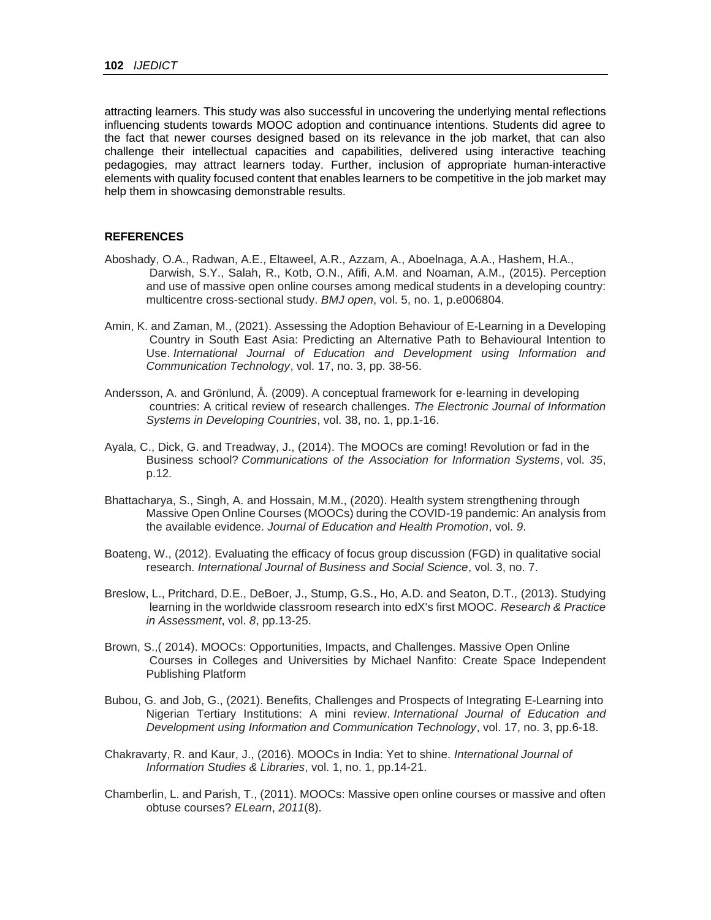attracting learners. This study was also successful in uncovering the underlying mental reflections influencing students towards MOOC adoption and continuance intentions. Students did agree to the fact that newer courses designed based on its relevance in the job market, that can also challenge their intellectual capacities and capabilities, delivered using interactive teaching pedagogies, may attract learners today. Further, inclusion of appropriate human-interactive elements with quality focused content that enables learners to be competitive in the job market may help them in showcasing demonstrable results.

## REFERENCES

Aboshady, O.A., Radwan, A.E., Eltaweel, A.R., Azzam, A., Aboelnaga, A.A., Hashem, H.A., Darwish, S.Y., Salah, R., Kotb, O.N., Afifi, A.M. and Noaman, A.M., (2015). Perception and use of massive open online courses among medical students in a developing country: multicentre cross-sectional study. *BMJ open*, vol. 5, no. 1, p.e006804.

Amin, K. and Zaman, M., (2021). Assessing the Adoption Behaviour of E-Learning in a Developing Country in South East Asia: Predicting an Alternative Path to Behavioural Intention to Use. *International Journal of Education and Development using Information and Communication Technology*, vol. 17, no. 3, pp. 38-56.

Andersson, A. and Grönlund, Å. (2009). A conceptual framework for e‐learning in developing countries: A critical review of research challenges. *The Electronic Journal of Information Systems in Developing Countries*, vol. 38, no. 1, pp.1-16.

Ayala, C., Dick, G. and Treadway, J., (2014). The MOOCs are coming! Revolution or fad in the Business school? *Communications of the Association for Information Systems*, vol. *35*, p.12.

Bhattacharya, S., Singh, A. and Hossain, M.M., (2020). Health system strengthening through Massive Open Online Courses (MOOCs) during the COVID-19 pandemic: An analysis from the available evidence. *Journal of Education and Health Promotion*, vol. *9*.

Boateng, W., (2012). Evaluating the efficacy of focus group discussion (FGD) in qualitative social research. *International Journal of Business and Social Science*, vol. 3, no. 7.

Breslow, L., Pritchard, D.E., DeBoer, J., Stump, G.S., Ho, A.D. and Seaton, D.T., (2013). Studying learning in the worldwide classroom research into edX's first MOOC. *Research & Practice in Assessment*, vol. *8*, pp.13-25.

Brown, S.,( 2014). MOOCs: Opportunities, Impacts, and Challenges. Massive Open Online Courses in Colleges and Universities by Michael Nanfito: Create Space Independent Publishing Platform

Bubou, G. and Job, G., (2021). Benefits, Challenges and Prospects of Integrating E-Learning into Nigerian Tertiary Institutions: A mini review. *International Journal of Education and Development using Information and Communication Technology*, vol. 17, no. 3, pp.6-18.

Chakravarty, R. and Kaur, J., (2016). MOOCs in India: Yet to shine. *International Journal of Information Studies & Libraries*, vol. 1, no. 1, pp.14-21.

Chamberlin, L. and Parish, T., (2011). MOOCs: Massive open online courses or massive and often obtuse courses? *ELearn*, *2011*(8).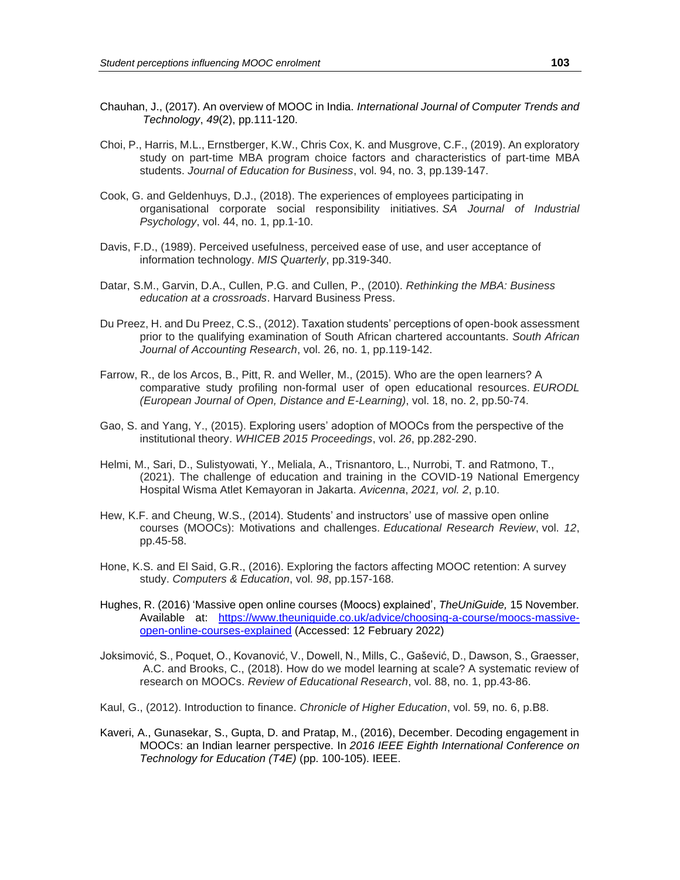Chauhan, J., (2017). An overview of MOOC in India. *International Journal of Computer Trends and Technology*, *49*(2), pp.111-120.

Choi, P., Harris, M.L., Ernstberger, K.W., Chris Cox, K. and Musgrove, C.F., (2019). An exploratory study on part-time MBA program choice factors and characteristics of part-time MBA students. *Journal of Education for Business*, vol. 94, no. 3, pp.139-147.

Cook, G. and Geldenhuys, D.J., (2018). The experiences of employees participating in organisational corporate social responsibility initiatives. *SA Journal of Industrial Psychology*, vol. 44, no. 1, pp.1-10.

Davis, F.D., (1989). Perceived usefulness, perceived ease of use, and user acceptance of information technology. *MIS Quarterly*, pp.319-340.

Datar, S.M., Garvin, D.A., Cullen, P.G. and Cullen, P., (2010). *Rethinking the MBA: Business education at a crossroads*. Harvard Business Press.

Du Preez, H. and Du Preez, C.S., (2012). Taxation students' perceptions of open-book assessment prior to the qualifying examination of South African chartered accountants. *South African Journal of Accounting Research*, vol. 26, no. 1, pp.119-142.

Farrow, R., de los Arcos, B., Pitt, R. and Weller, M., (2015). Who are the open learners? A comparative study profiling non-formal user of open educational resources. *EURODL (European Journal of Open, Distance and E-Learning)*, vol. 18, no. 2, pp.50-74.

Gao, S. and Yang, Y., (2015). Exploring users' adoption of MOOCs from the perspective of the institutional theory. *WHICEB 2015 Proceedings*, vol. *26*, pp.282-290.

Helmi, M., Sari, D., Sulistyowati, Y., Meliala, A., Trisnantoro, L., Nurrobi, T. and Ratmono, T., (2021). The challenge of education and training in the COVID-19 National Emergency Hospital Wisma Atlet Kemayoran in Jakarta. *Avicenna*, *2021, vol. 2*, p.10.

Hew, K.F. and Cheung, W.S., (2014). Students' and instructors' use of massive open online courses (MOOCs): Motivations and challenges. *Educational Research Review*, vol. *12*, pp.45-58.

Hone, K.S. and El Said, G.R., (2016). Exploring the factors affecting MOOC retention: A survey study. *Computers & Education*, vol. *98*, pp.157-168.

Hughes, R. (2016) 'Massive open online courses (Moocs) explained', *TheUniGuide,* 15 November. Available at: [https://www.theuniguide.co.uk/advice/choosing-a-course/moocs-massive-open-online-courses-explained](https://www.theuniguide.co.uk/advice/choosing-a-course/moocs-massive-open-online-courses-explained) (Accessed: 12 February 2022)

Joksimović, S., Poquet, O., Kovanović, V., Dowell, N., Mills, C., Gašević, D., Dawson, S., Graesser, A.C. and Brooks, C., (2018). How do we model learning at scale? A systematic review of research on MOOCs. *Review of Educational Research*, vol. 88, no. 1, pp.43-86.

Kaul, G., (2012). Introduction to finance. *Chronicle of Higher Education*, vol. 59, no. 6, p.B8.

Kaveri, A., Gunasekar, S., Gupta, D. and Pratap, M., (2016), December. Decoding engagement in MOOCs: an Indian learner perspective. In *2016 IEEE Eighth International Conference on Technology for Education (T4E)* (pp. 100-105). IEEE.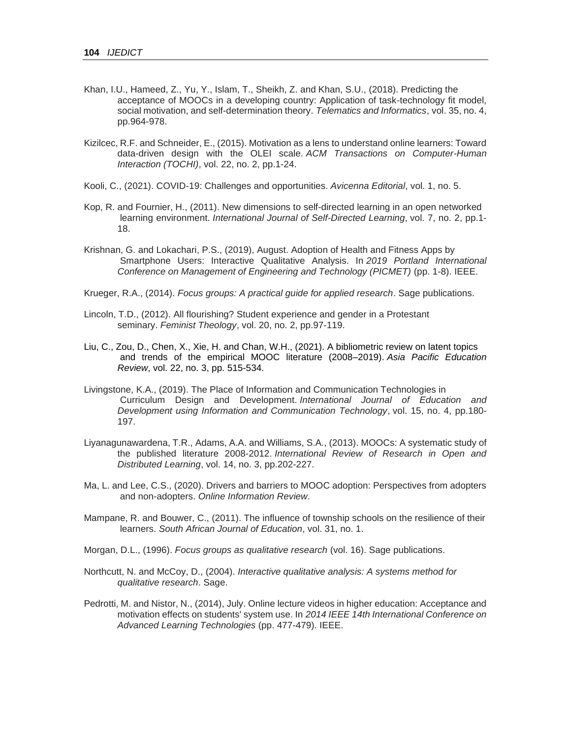Khan, I.U., Hameed, Z., Yu, Y., Islam, T., Sheikh, Z. and Khan, S.U., (2018). Predicting the acceptance of MOOCs in a developing country: Application of task-technology fit model, social motivation, and self-determination theory. *Telematics and Informatics*, vol. 35, no. 4, pp.964-978.

Kizilcec, R.F. and Schneider, E., (2015). Motivation as a lens to understand online learners: Toward data-driven design with the OLEI scale. *ACM Transactions on Computer-Human Interaction (TOCHI)*, vol. 22, no. 2, pp.1-24.

Kooli, C., (2021). COVID-19: Challenges and opportunities. *Avicenna Editorial*, vol. 1, no. 5.

Kop, R. and Fournier, H., (2011). New dimensions to self-directed learning in an open networked learning environment. *International Journal of Self-Directed Learning*, vol. 7, no. 2, pp.1-18.

Krishnan, G. and Lokachari, P.S., (2019), August. Adoption of Health and Fitness Apps by Smartphone Users: Interactive Qualitative Analysis. In *2019 Portland International Conference on Management of Engineering and Technology (PICMET)* (pp. 1-8). IEEE.

Krueger, R.A., (2014). *Focus groups: A practical guide for applied research*. Sage publications.

Lincoln, T.D., (2012). All flourishing? Student experience and gender in a Protestant seminary. *Feminist Theology*, vol. 20, no. 2, pp.97-119.

Liu, C., Zou, D., Chen, X., Xie, H. and Chan, W.H., (2021). A bibliometric review on latent topics and trends of the empirical MOOC literature (2008–2019). *Asia Pacific Education Review*, vol. 22, no. 3, pp. 515-534.

Livingstone, K.A., (2019). The Place of Information and Communication Technologies in Curriculum Design and Development. *International Journal of Education and Development using Information and Communication Technology*, vol. 15, no. 4, pp.180-197.

Liyanagunawardena, T.R., Adams, A.A. and Williams, S.A., (2013). MOOCs: A systematic study of the published literature 2008-2012. *International Review of Research in Open and Distributed Learning*, vol. 14, no. 3, pp.202-227.

Ma, L. and Lee, C.S., (2020). Drivers and barriers to MOOC adoption: Perspectives from adopters and non-adopters. *Online Information Review*.

Mampane, R. and Bouwer, C., (2011). The influence of township schools on the resilience of their learners. *South African Journal of Education*, vol. 31, no. 1.

Morgan, D.L., (1996). *Focus groups as qualitative research* (vol. 16). Sage publications.

Northcutt, N. and McCoy, D., (2004). *Interactive qualitative analysis: A systems method for qualitative research*. Sage.

Pedrotti, M. and Nistor, N., (2014), July. Online lecture videos in higher education: Acceptance and motivation effects on students' system use. In *2014 IEEE 14th International Conference on Advanced Learning Technologies* (pp. 477-479). IEEE.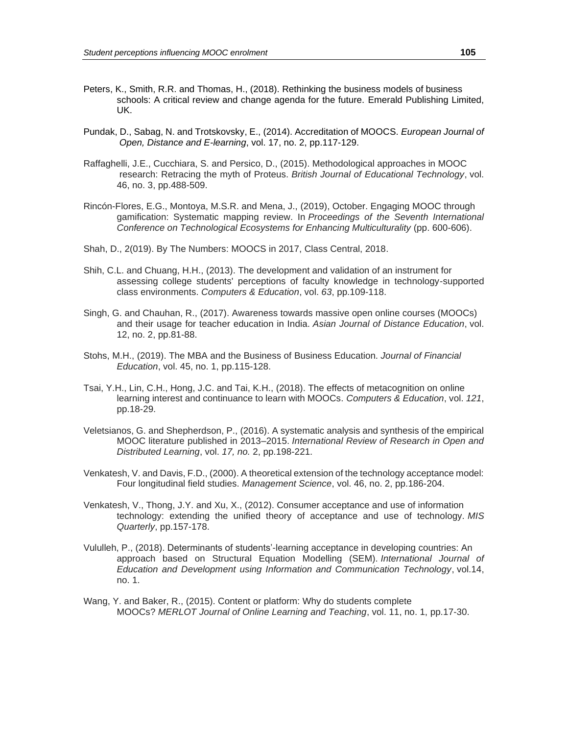Peters, K., Smith, R.R. and Thomas, H., (2018). Rethinking the business models of business schools: A critical review and change agenda for the future. Emerald Publishing Limited, UK.

Pundak, D., Sabag, N. and Trotskovsky, E., (2014). Accreditation of MOOCS. *European Journal of Open, Distance and E-learning*, vol. 17, no. 2, pp.117-129.

Raffaghelli, J.E., Cucchiara, S. and Persico, D., (2015). Methodological approaches in MOOC research: Retracing the myth of Proteus. *British Journal of Educational Technology*, vol. 46, no. 3, pp.488-509.

Rincón-Flores, E.G., Montoya, M.S.R. and Mena, J., (2019), October. Engaging MOOC through gamification: Systematic mapping review. In *Proceedings of the Seventh International Conference on Technological Ecosystems for Enhancing Multiculturality* (pp. 600-606).

Shah, D., 2(019). By The Numbers: MOOCS in 2017, Class Central, 2018.

Shih, C.L. and Chuang, H.H., (2013). The development and validation of an instrument for assessing college students' perceptions of faculty knowledge in technology-supported class environments. *Computers & Education*, vol. *63*, pp.109-118.

Singh, G. and Chauhan, R., (2017). Awareness towards massive open online courses (MOOCs) and their usage for teacher education in India. *Asian Journal of Distance Education*, vol. 12, no. 2, pp.81-88.

Stohs, M.H., (2019). The MBA and the Business of Business Education. *Journal of Financial Education*, vol. 45, no. 1, pp.115-128.

Tsai, Y.H., Lin, C.H., Hong, J.C. and Tai, K.H., (2018). The effects of metacognition on online learning interest and continuance to learn with MOOCs. *Computers & Education*, vol. *121*, pp.18-29.

Veletsianos, G. and Shepherdson, P., (2016). A systematic analysis and synthesis of the empirical MOOC literature published in 2013–2015. *International Review of Research in Open and Distributed Learning*, vol. *17, no.* 2, pp.198-221.

Venkatesh, V. and Davis, F.D., (2000). A theoretical extension of the technology acceptance model: Four longitudinal field studies. *Management Science*, vol. 46, no. 2, pp.186-204.

Venkatesh, V., Thong, J.Y. and Xu, X., (2012). Consumer acceptance and use of information technology: extending the unified theory of acceptance and use of technology. *MIS Quarterly*, pp.157-178.

Vululleh, P., (2018). Determinants of students'-learning acceptance in developing countries: An approach based on Structural Equation Modelling (SEM). *International Journal of Education and Development using Information and Communication Technology*, vol.14, no. 1.

Wang, Y. and Baker, R., (2015). Content or platform: Why do students complete MOOCs? *MERLOT Journal of Online Learning and Teaching*, vol. 11, no. 1, pp.17-30.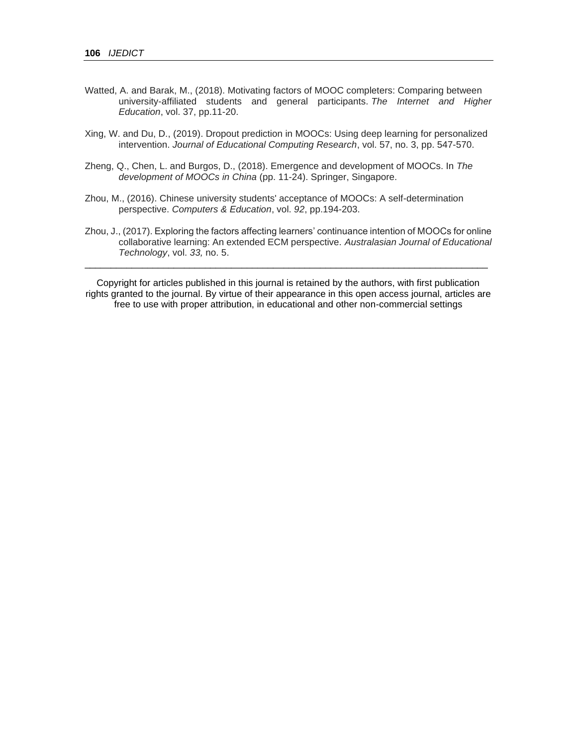Watted, A. and Barak, M., (2018). Motivating factors of MOOC completers: Comparing between university-affiliated students and general participants. *The Internet and Higher Education*, vol. 37, pp.11-20.

Xing, W. and Du, D., (2019). Dropout prediction in MOOCs: Using deep learning for personalized intervention. *Journal of Educational Computing Research*, vol. 57, no. 3, pp. 547-570.

Zheng, Q., Chen, L. and Burgos, D., (2018). Emergence and development of MOOCs. In *The development of MOOCs in China* (pp. 11-24). Springer, Singapore.

Zhou, M., (2016). Chinese university students' acceptance of MOOCs: A self-determination perspective. *Computers & Education*, vol. *92*, pp.194-203.

Zhou, J., (2017). Exploring the factors affecting learners' continuance intention of MOOCs for online collaborative learning: An extended ECM perspective. *Australasian Journal of Educational Technology*, vol. *33,* no. 5.

---

Copyright for articles published in this journal is retained by the authors, with first publication rights granted to the journal. By virtue of their appearance in this open access journal, articles are free to use with proper attribution, in educational and other non-commercial settings